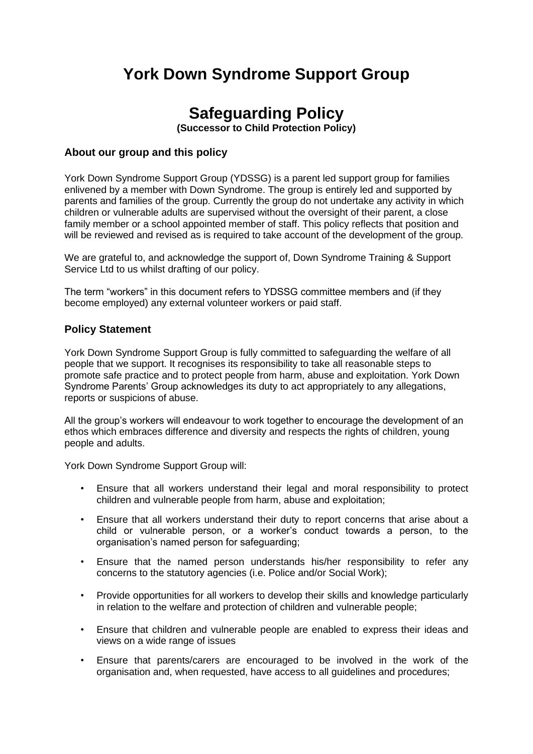# York Down Syndrome Support Group

## Safeguarding Policy

**(Successor to Child Protection Policy)**

### About our group and this policy

York Down Syndrome Support Group (YDSSG) is a parent led support group for families enlivened by a member with Down Syndrome. The group is entirely led and supported by parents and families of the group. Currently the group do not undertake any activity in which children or vulnerable adults are supervised without the oversight of their parent, a close family member or a school appointed member of staff. This policy reflects that position and will be reviewed and revised as is required to take account of the development of the group.

We are grateful to, and acknowledge the support of, Down Syndrome Training & Support Service Ltd to us whilst drafting of our policy.

The term "workers" in this document refers to YDSSG committee members and (if they become employed) any external volunteer workers or paid staff.

### Policy Statement

York Down Syndrome Support Group is fully committed to safeguarding the welfare of all people that we support. It recognises its responsibility to take all reasonable steps to promote safe practice and to protect people from harm, abuse and exploitation. York Down Syndrome Parents' Group acknowledges its duty to act appropriately to any allegations, reports or suspicions of abuse.

All the group's workers will endeavour to work together to encourage the development of an ethos which embraces difference and diversity and respects the rights of children, young people and adults.

York Down Syndrome Support Group will:

- Ensure that all workers understand their legal and moral responsibility to protect children and vulnerable people from harm, abuse and exploitation;
- Ensure that all workers understand their duty to report concerns that arise about a child or vulnerable person, or a worker's conduct towards a person, to the organisation's named person for safeguarding;
- Ensure that the named person understands his/her responsibility to refer any concerns to the statutory agencies (i.e. Police and/or Social Work);
- Provide opportunities for all workers to develop their skills and knowledge particularly in relation to the welfare and protection of children and vulnerable people;
- Ensure that children and vulnerable people are enabled to express their ideas and views on a wide range of issues
- Ensure that parents/carers are encouraged to be involved in the work of the organisation and, when requested, have access to all guidelines and procedures;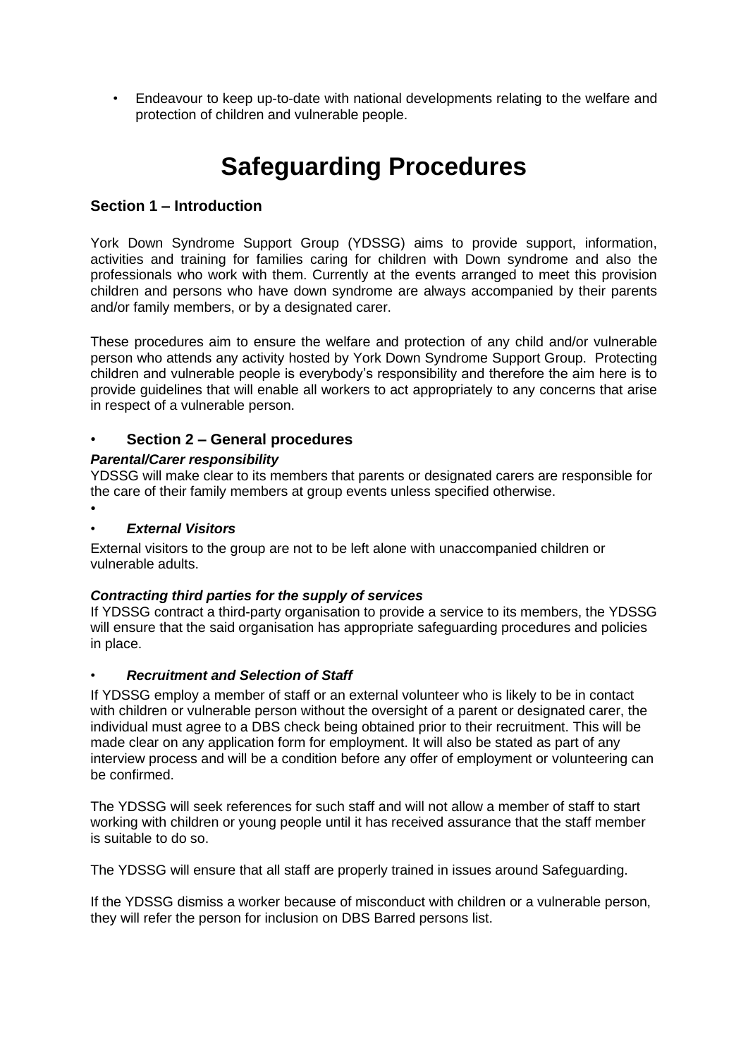- Endeavour to keep up-to-date with national developments relating to the welfare and protection of children and vulnerable people.

# Safeguarding Procedures

### Section 1 – Introduction

York Down Syndrome Support Group (YDSSG) aims to provide support, information, activities and training for families caring for children with Down syndrome and also the professionals who work with them. Currently at the events arranged to meet this provision children and persons who have down syndrome are always accompanied by their parents and/or family members, or by a designated carer.

These procedures aim to ensure the welfare and protection of any child and/or vulnerable person who attends any activity hosted by York Down Syndrome Support Group. Protecting children and vulnerable people is everybody's responsibility and therefore the aim here is to provide guidelines that will enable all workers to act appropriately to any concerns that arise in respect of a vulnerable person.

### Section 2 – General procedures

***Parental/Carer responsibility***

YDSSG will make clear to its members that parents or designated carers are responsible for the care of their family members at group events unless specified otherwise.

***External Visitors***

External visitors to the group are not to be left alone with unaccompanied children or vulnerable adults.

***Contracting third parties for the supply of services***

If YDSSG contract a third-party organisation to provide a service to its members, the YDSSG will ensure that the said organisation has appropriate safeguarding procedures and policies in place.

***Recruitment and Selection of Staff***

If YDSSG employ a member of staff or an external volunteer who is likely to be in contact with children or vulnerable person without the oversight of a parent or designated carer, the individual must agree to a DBS check being obtained prior to their recruitment. This will be made clear on any application form for employment. It will also be stated as part of any interview process and will be a condition before any offer of employment or volunteering can be confirmed.

The YDSSG will seek references for such staff and will not allow a member of staff to start working with children or young people until it has received assurance that the staff member is suitable to do so.

The YDSSG will ensure that all staff are properly trained in issues around Safeguarding.

If the YDSSG dismiss a worker because of misconduct with children or a vulnerable person, they will refer the person for inclusion on DBS Barred persons list.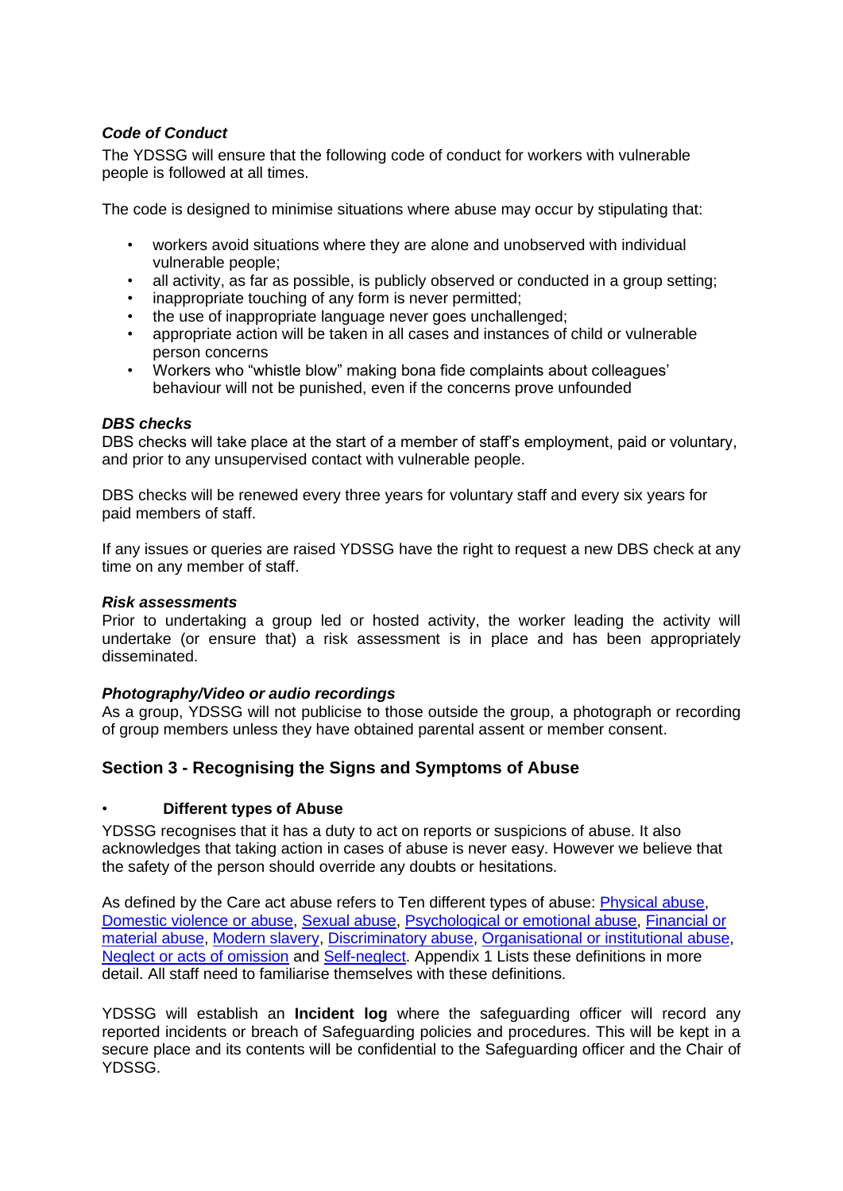### *Code of Conduct*

The YDSSG will ensure that the following code of conduct for workers with vulnerable people is followed at all times.

The code is designed to minimise situations where abuse may occur by stipulating that:

- workers avoid situations where they are alone and unobserved with individual vulnerable people;
- all activity, as far as possible, is publicly observed or conducted in a group setting;
- inappropriate touching of any form is never permitted;
- the use of inappropriate language never goes unchallenged;
- appropriate action will be taken in all cases and instances of child or vulnerable person concerns
- Workers who "whistle blow" making bona fide complaints about colleagues' behaviour will not be punished, even if the concerns prove unfounded

### *DBS checks*

DBS checks will take place at the start of a member of staff's employment, paid or voluntary, and prior to any unsupervised contact with vulnerable people.

DBS checks will be renewed every three years for voluntary staff and every six years for paid members of staff.

If any issues or queries are raised YDSSG have the right to request a new DBS check at any time on any member of staff.

### *Risk assessments*

Prior to undertaking a group led or hosted activity, the worker leading the activity will undertake (or ensure that) a risk assessment is in place and has been appropriately disseminated.

### *Photography/Video or audio recordings*

As a group, YDSSG will not publicise to those outside the group, a photograph or recording of group members unless they have obtained parental assent or member consent.

## Section 3 - Recognising the Signs and Symptoms of Abuse

- **Different types of Abuse**

YDSSG recognises that it has a duty to act on reports or suspicions of abuse. It also acknowledges that taking action in cases of abuse is never easy. However we believe that the safety of the person should override any doubts or hesitations.

As defined by the Care act abuse refers to Ten different types of abuse: Physical abuse, Domestic violence or abuse, Sexual abuse, Psychological or emotional abuse, Financial or material abuse, Modern slavery, Discriminatory abuse, Organisational or institutional abuse, Neglect or acts of omission and Self-neglect. Appendix 1 Lists these definitions in more detail. All staff need to familiarise themselves with these definitions.

YDSSG will establish an **Incident log** where the safeguarding officer will record any reported incidents or breach of Safeguarding policies and procedures. This will be kept in a secure place and its contents will be confidential to the Safeguarding officer and the Chair of YDSSG.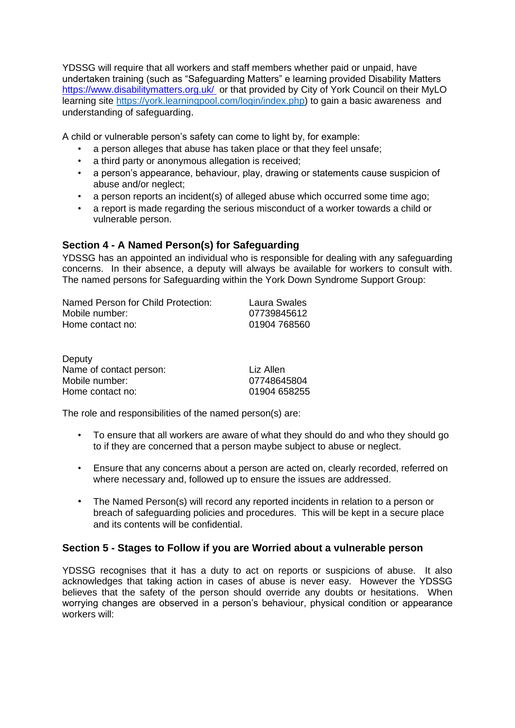YDSSG will require that all workers and staff members whether paid or unpaid, have undertaken training (such as "Safeguarding Matters" e learning provided Disability Matters https://www.disabilitymatters.org.uk/ or that provided by City of York Council on their MyLO learning site https://york.learningpool.com/login/index.php) to gain a basic awareness and understanding of safeguarding.

A child or vulnerable person's safety can come to light by, for example:

- a person alleges that abuse has taken place or that they feel unsafe;
- a third party or anonymous allegation is received;
- a person's appearance, behaviour, play, drawing or statements cause suspicion of abuse and/or neglect;
- a person reports an incident(s) of alleged abuse which occurred some time ago;
- a report is made regarding the serious misconduct of a worker towards a child or vulnerable person.

### Section 4 - A Named Person(s) for Safeguarding

YDSSG has an appointed an individual who is responsible for dealing with any safeguarding concerns. In their absence, a deputy will always be available for workers to consult with. The named persons for Safeguarding within the York Down Syndrome Support Group:

| | |
|---|---|
| Named Person for Child Protection: | Laura Swales |
| Mobile number: | 07739845612 |
| Home contact no: | 01904 768560 |

Deputy

| | |
|---|---|
| Name of contact person: | Liz Allen |
| Mobile number: | 07748645804 |
| Home contact no: | 01904 658255 |

The role and responsibilities of the named person(s) are:

- To ensure that all workers are aware of what they should do and who they should go to if they are concerned that a person maybe subject to abuse or neglect.
- Ensure that any concerns about a person are acted on, clearly recorded, referred on where necessary and, followed up to ensure the issues are addressed.
- The Named Person(s) will record any reported incidents in relation to a person or breach of safeguarding policies and procedures. This will be kept in a secure place and its contents will be confidential.

### Section 5 - Stages to Follow if you are Worried about a vulnerable person

YDSSG recognises that it has a duty to act on reports or suspicions of abuse. It also acknowledges that taking action in cases of abuse is never easy. However the YDSSG believes that the safety of the person should override any doubts or hesitations. When worrying changes are observed in a person's behaviour, physical condition or appearance workers will: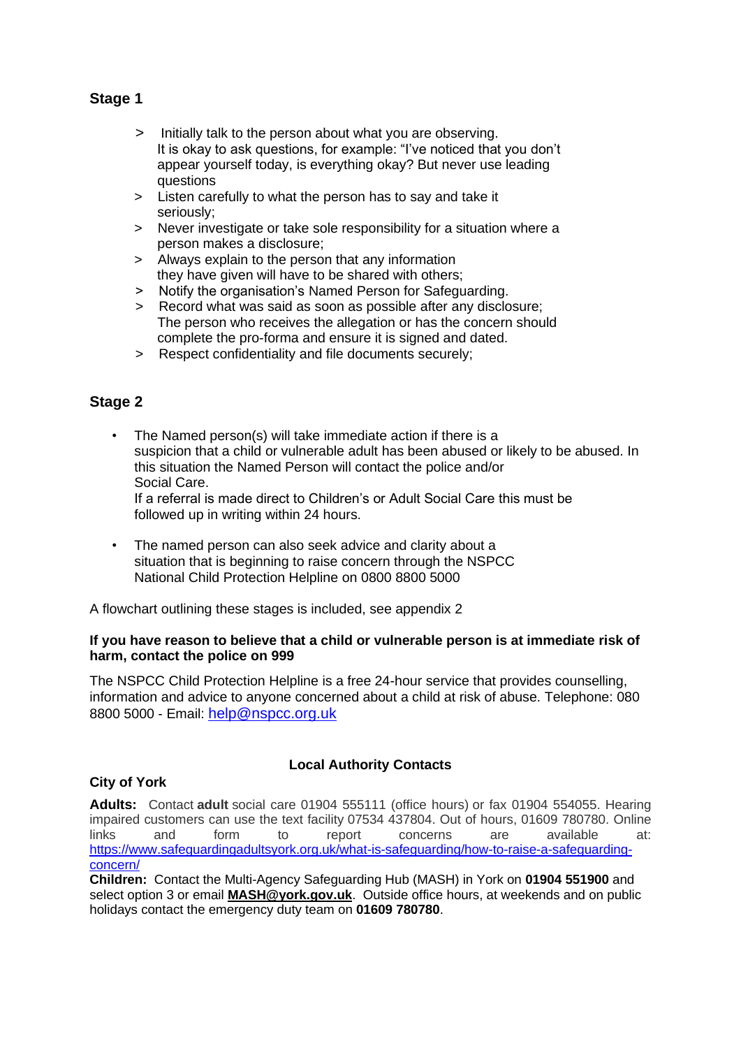## Stage 1

> Initially talk to the person about what you are observing. It is okay to ask questions, for example: "I've noticed that you don't appear yourself today, is everything okay? But never use leading questions
> Listen carefully to what the person has to say and take it seriously;
> Never investigate or take sole responsibility for a situation where a person makes a disclosure;
> Always explain to the person that any information they have given will have to be shared with others;
> Notify the organisation's Named Person for Safeguarding.
> Record what was said as soon as possible after any disclosure; The person who receives the allegation or has the concern should complete the pro-forma and ensure it is signed and dated.
> Respect confidentiality and file documents securely;

## Stage 2

- The Named person(s) will take immediate action if there is a suspicion that a child or vulnerable adult has been abused or likely to be abused. In this situation the Named Person will contact the police and/or Social Care.
  If a referral is made direct to Children's or Adult Social Care this must be followed up in writing within 24 hours.

- The named person can also seek advice and clarity about a situation that is beginning to raise concern through the NSPCC National Child Protection Helpline on 0800 8800 5000

A flowchart outlining these stages is included, see appendix 2

**If you have reason to believe that a child or vulnerable person is at immediate risk of harm, contact the police on 999**

The NSPCC Child Protection Helpline is a free 24-hour service that provides counselling, information and advice to anyone concerned about a child at risk of abuse. Telephone: 080 8800 5000 - Email: help@nspcc.org.uk

### Local Authority Contacts

**City of York**

**Adults:** Contact **adult** social care 01904 555111 (office hours) or fax 01904 554055. Hearing impaired customers can use the text facility 07534 437804. Out of hours, 01609 780780. Online links and form to report concerns are available at: https://www.safeguardingadultsyork.org.uk/what-is-safeguarding/how-to-raise-a-safeguarding-concern/

**Children:** Contact the Multi-Agency Safeguarding Hub (MASH) in York on **01904 551900** and select option 3 or email **MASH@york.gov.uk**. Outside office hours, at weekends and on public holidays contact the emergency duty team on **01609 780780**.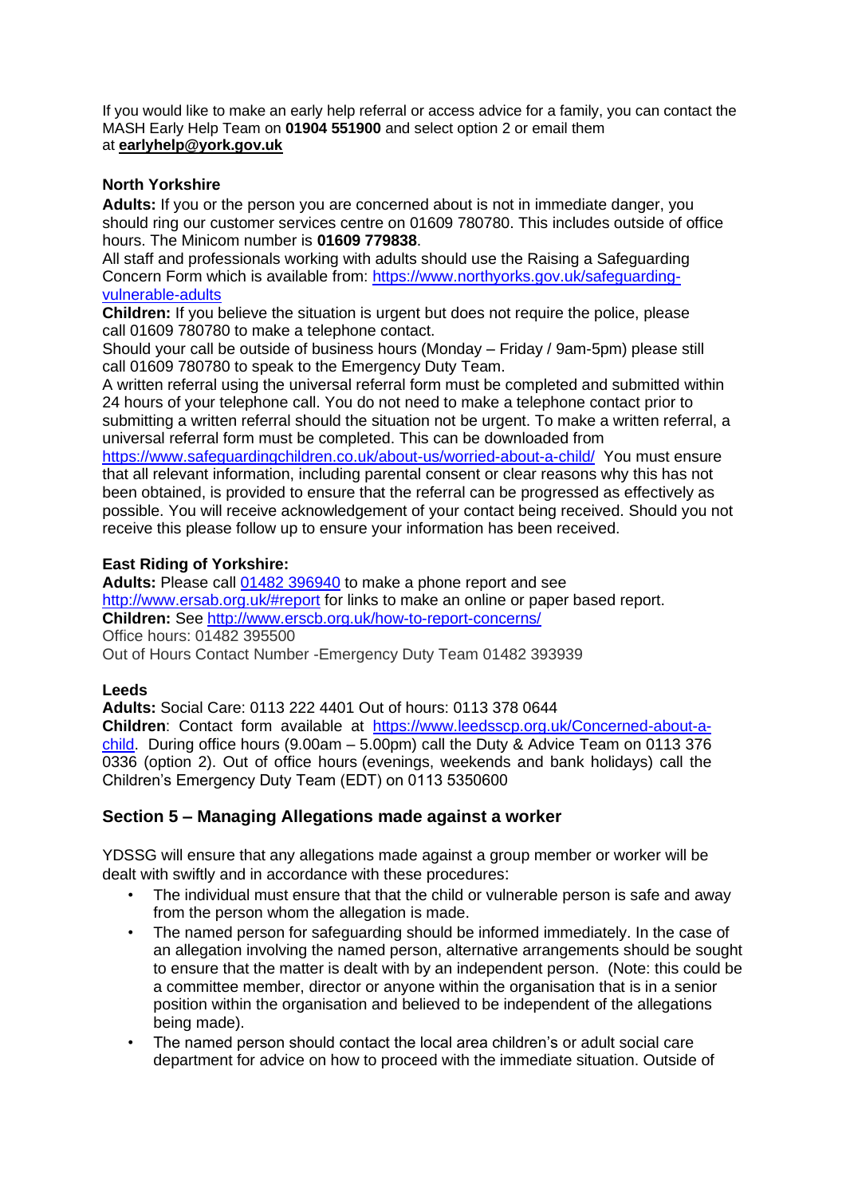If you would like to make an early help referral or access advice for a family, you can contact the MASH Early Help Team on **01904 551900** and select option 2 or email them at **earlyhelp@york.gov.uk**

**North Yorkshire**

**Adults:** If you or the person you are concerned about is not in immediate danger, you should ring our customer services centre on 01609 780780. This includes outside of office hours. The Minicom number is **01609 779838**.

All staff and professionals working with adults should use the Raising a Safeguarding Concern Form which is available from: https://www.northyorks.gov.uk/safeguarding-vulnerable-adults

**Children:** If you believe the situation is urgent but does not require the police, please call 01609 780780 to make a telephone contact.

Should your call be outside of business hours (Monday – Friday / 9am-5pm) please still call 01609 780780 to speak to the Emergency Duty Team.

A written referral using the universal referral form must be completed and submitted within 24 hours of your telephone call. You do not need to make a telephone contact prior to submitting a written referral should the situation not be urgent. To make a written referral, a universal referral form must be completed. This can be downloaded from https://www.safeguardingchildren.co.uk/about-us/worried-about-a-child/ You must ensure that all relevant information, including parental consent or clear reasons why this has not been obtained, is provided to ensure that the referral can be progressed as effectively as possible. You will receive acknowledgement of your contact being received. Should you not receive this please follow up to ensure your information has been received.

**East Riding of Yorkshire:**

**Adults:** Please call 01482 396940 to make a phone report and see http://www.ersab.org.uk/#report for links to make an online or paper based report.

**Children:** See http://www.erscb.org.uk/how-to-report-concerns/

Office hours: 01482 395500

Out of Hours Contact Number -Emergency Duty Team 01482 393939

**Leeds**

**Adults:** Social Care: 0113 222 4401 Out of hours: 0113 378 0644

**Children**: Contact form available at https://www.leedsscp.org.uk/Concerned-about-a-child. During office hours (9.00am – 5.00pm) call the Duty & Advice Team on 0113 376 0336 (option 2). Out of office hours (evenings, weekends and bank holidays) call the Children's Emergency Duty Team (EDT) on 0113 5350600

## Section 5 – Managing Allegations made against a worker

YDSSG will ensure that any allegations made against a group member or worker will be dealt with swiftly and in accordance with these procedures:

- The individual must ensure that that the child or vulnerable person is safe and away from the person whom the allegation is made.
- The named person for safeguarding should be informed immediately. In the case of an allegation involving the named person, alternative arrangements should be sought to ensure that the matter is dealt with by an independent person. (Note: this could be a committee member, director or anyone within the organisation that is in a senior position within the organisation and believed to be independent of the allegations being made).
- The named person should contact the local area children's or adult social care department for advice on how to proceed with the immediate situation. Outside of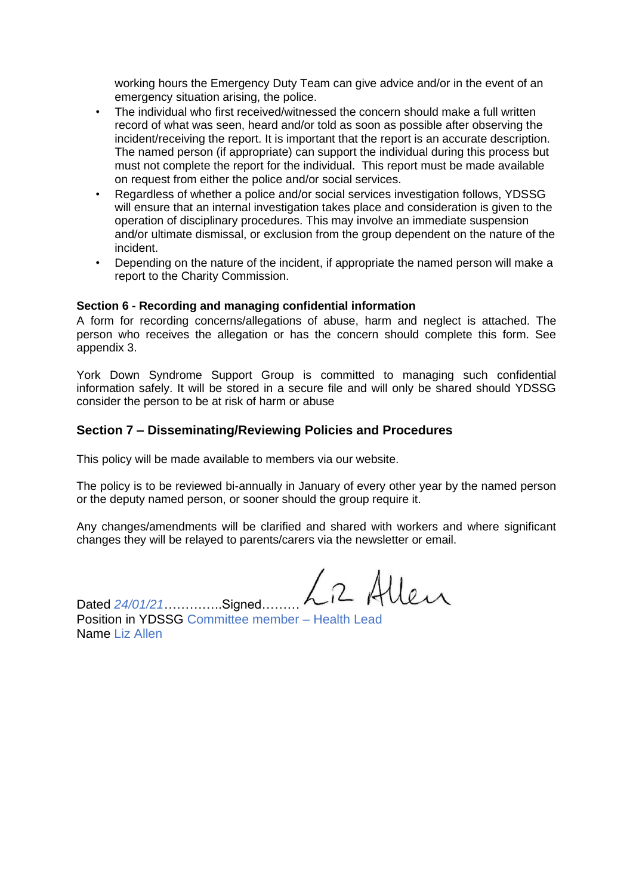working hours the Emergency Duty Team can give advice and/or in the event of an emergency situation arising, the police.

- The individual who first received/witnessed the concern should make a full written record of what was seen, heard and/or told as soon as possible after observing the incident/receiving the report. It is important that the report is an accurate description. The named person (if appropriate) can support the individual during this process but must not complete the report for the individual. This report must be made available on request from either the police and/or social services.
- Regardless of whether a police and/or social services investigation follows, YDSSG will ensure that an internal investigation takes place and consideration is given to the operation of disciplinary procedures. This may involve an immediate suspension and/or ultimate dismissal, or exclusion from the group dependent on the nature of the incident.
- Depending on the nature of the incident, if appropriate the named person will make a report to the Charity Commission.

**Section 6 - Recording and managing confidential information**

A form for recording concerns/allegations of abuse, harm and neglect is attached. The person who receives the allegation or has the concern should complete this form. See appendix 3.

York Down Syndrome Support Group is committed to managing such confidential information safely. It will be stored in a secure file and will only be shared should YDSSG consider the person to be at risk of harm or abuse

## Section 7 – Disseminating/Reviewing Policies and Procedures

This policy will be made available to members via our website.

The policy is to be reviewed bi-annually in January of every other year by the named person or the deputy named person, or sooner should the group require it.

Any changes/amendments will be clarified and shared with workers and where significant changes they will be relayed to parents/carers via the newsletter or email.

Dated *24/01/21*…………..Signed……… Liz Allen
Position in YDSSG Committee member – Health Lead
Name Liz Allen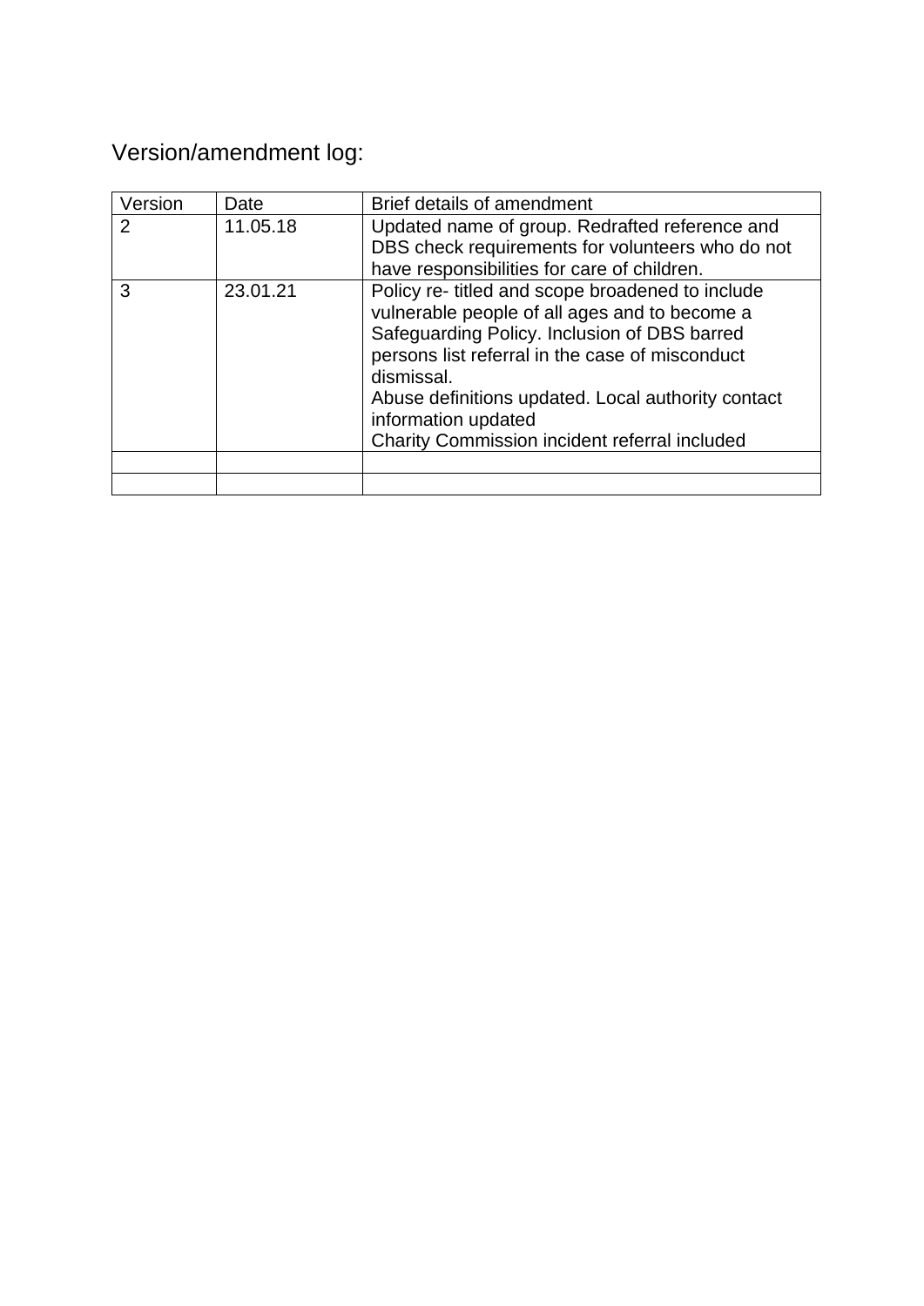Version/amendment log:

| Version | Date | Brief details of amendment |
|---|---|---|
| 2 | 11.05.18 | Updated name of group. Redrafted reference and DBS check requirements for volunteers who do not have responsibilities for care of children. |
| 3 | 23.01.21 | Policy re- titled and scope broadened to include vulnerable people of all ages and to become a Safeguarding Policy. Inclusion of DBS barred persons list referral in the case of misconduct dismissal.<br>Abuse definitions updated. Local authority contact information updated<br>Charity Commission incident referral included |
| | | |
| | | |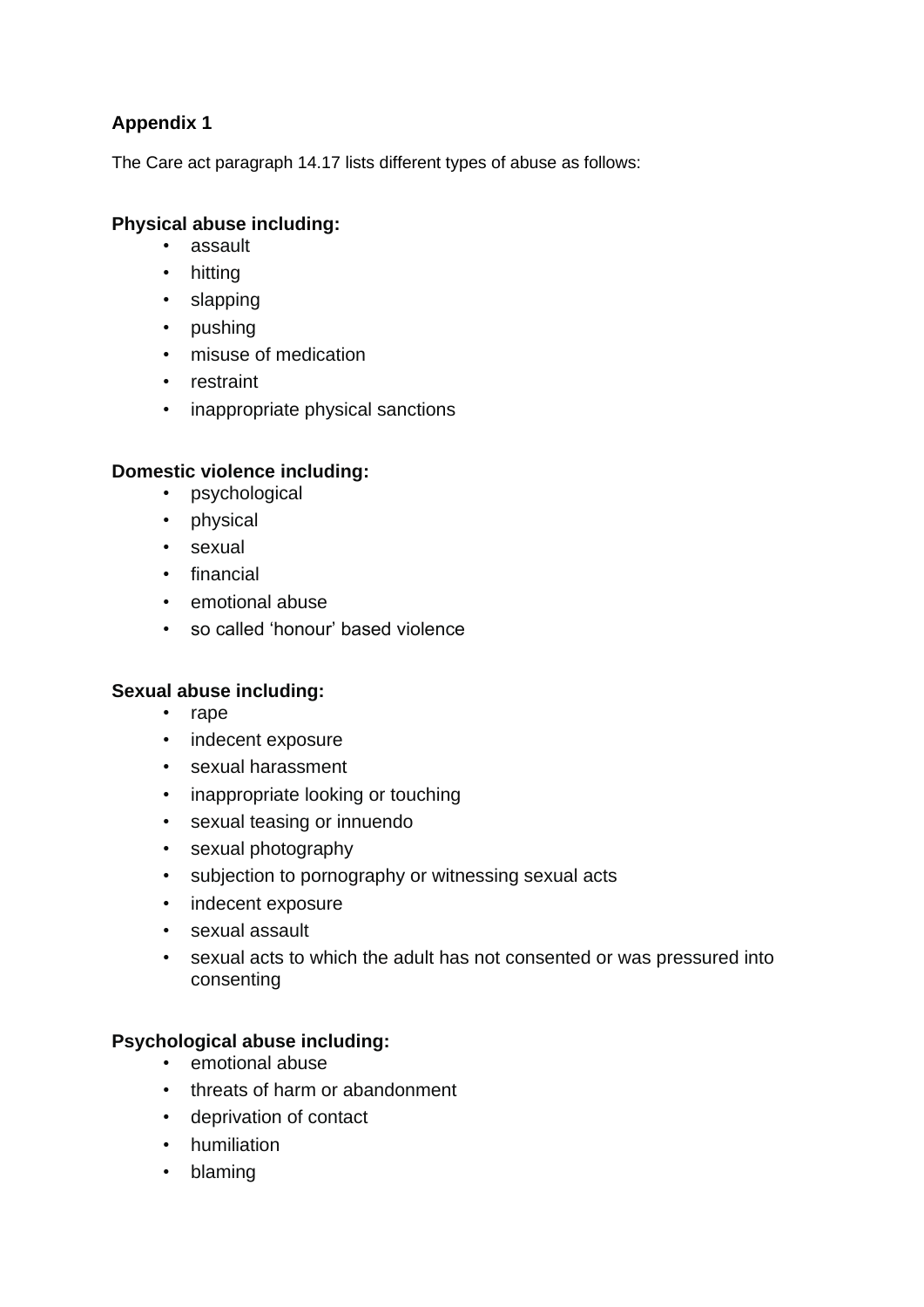## Appendix 1

The Care act paragraph 14.17 lists different types of abuse as follows:

**Physical abuse including:**

- assault
- hitting
- slapping
- pushing
- misuse of medication
- restraint
- inappropriate physical sanctions

**Domestic violence including:**

- psychological
- physical
- sexual
- financial
- emotional abuse
- so called ‘honour’ based violence

**Sexual abuse including:**

- rape
- indecent exposure
- sexual harassment
- inappropriate looking or touching
- sexual teasing or innuendo
- sexual photography
- subjection to pornography or witnessing sexual acts
- indecent exposure
- sexual assault
- sexual acts to which the adult has not consented or was pressured into consenting

**Psychological abuse including:**

- emotional abuse
- threats of harm or abandonment
- deprivation of contact
- humiliation
- blaming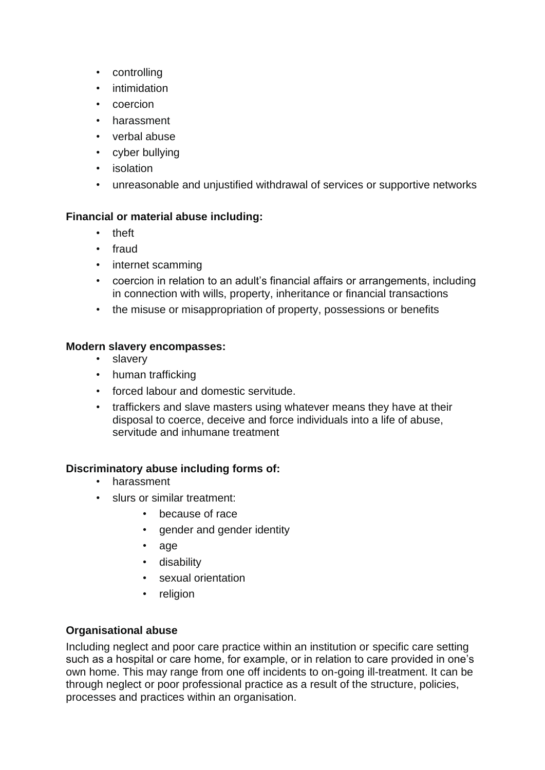- controlling
- intimidation
- coercion
- harassment
- verbal abuse
- cyber bullying
- isolation
- unreasonable and unjustified withdrawal of services or supportive networks

**Financial or material abuse including:**

- theft
- fraud
- internet scamming
- coercion in relation to an adult's financial affairs or arrangements, including in connection with wills, property, inheritance or financial transactions
- the misuse or misappropriation of property, possessions or benefits

**Modern slavery encompasses:**

- slavery
- human trafficking
- forced labour and domestic servitude.
- traffickers and slave masters using whatever means they have at their disposal to coerce, deceive and force individuals into a life of abuse, servitude and inhumane treatment

**Discriminatory abuse including forms of:**

- harassment
- slurs or similar treatment:
  - because of race
  - gender and gender identity
  - age
  - disability
  - sexual orientation
  - religion

**Organisational abuse**

Including neglect and poor care practice within an institution or specific care setting such as a hospital or care home, for example, or in relation to care provided in one's own home. This may range from one off incidents to on-going ill-treatment. It can be through neglect or poor professional practice as a result of the structure, policies, processes and practices within an organisation.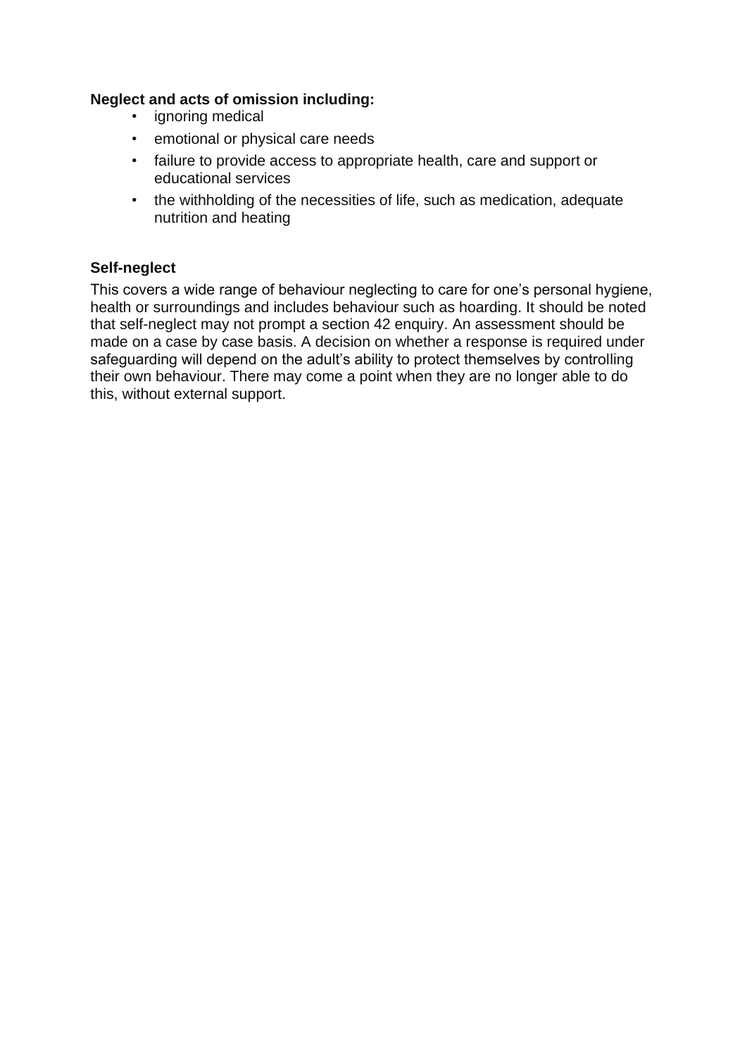**Neglect and acts of omission including:**

- ignoring medical
- emotional or physical care needs
- failure to provide access to appropriate health, care and support or educational services
- the withholding of the necessities of life, such as medication, adequate nutrition and heating

**Self-neglect**

This covers a wide range of behaviour neglecting to care for one's personal hygiene, health or surroundings and includes behaviour such as hoarding. It should be noted that self-neglect may not prompt a section 42 enquiry. An assessment should be made on a case by case basis. A decision on whether a response is required under safeguarding will depend on the adult's ability to protect themselves by controlling their own behaviour. There may come a point when they are no longer able to do this, without external support.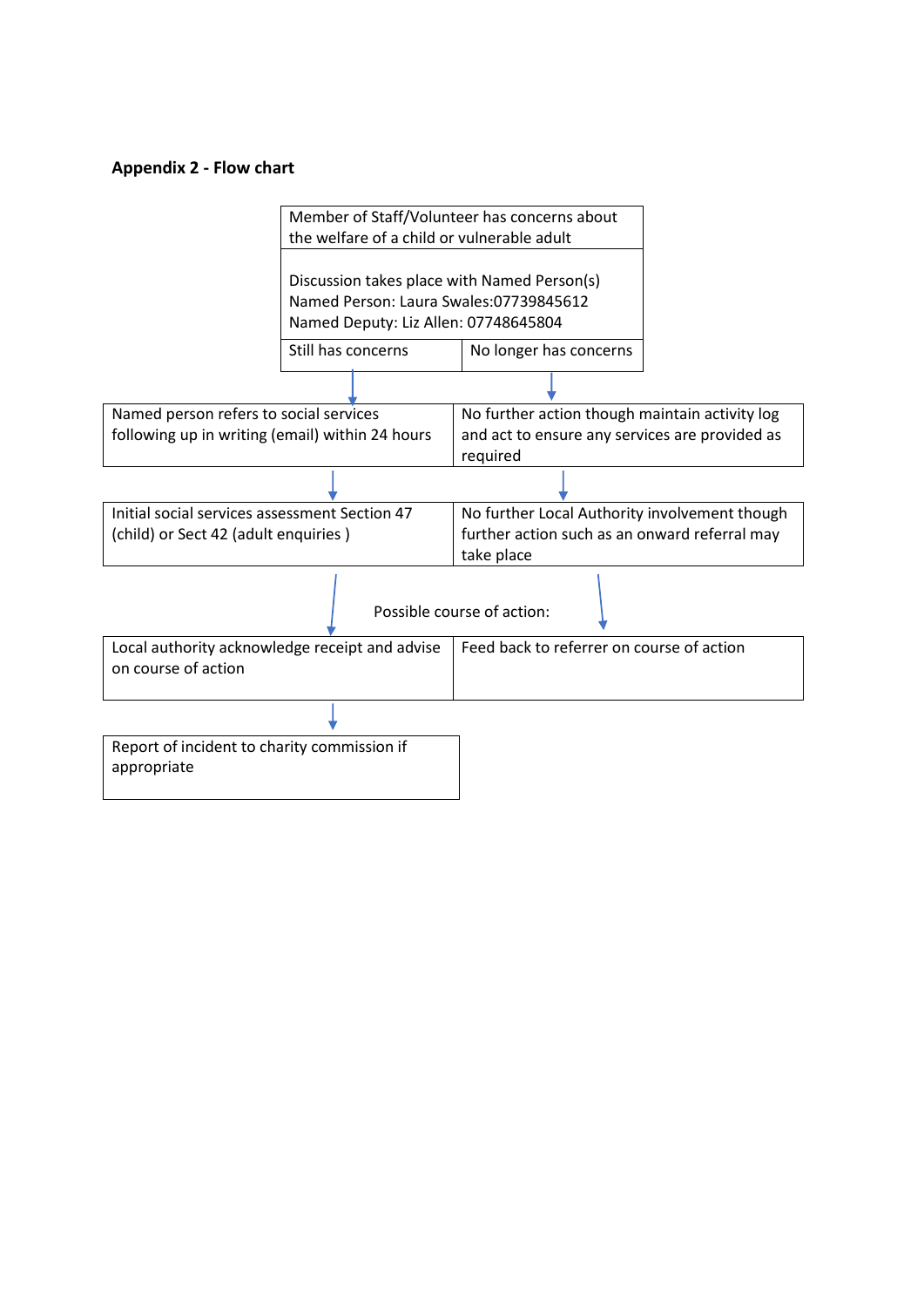**Appendix 2 - Flow chart**

Member of Staff/Volunteer has concerns about the welfare of a child or vulnerable adult

Discussion takes place with Named Person(s)
Named Person: Laura Swales:07739845612
Named Deputy: Liz Allen: 07748645804

| Still has concerns | No longer has concerns |
|---|---|
| ↓ | ↓ |
| Named person refers to social services following up in writing (email) within 24 hours | No further action though maintain activity log and act to ensure any services are provided as required |
| ↓ | ↓ |
| Initial social services assessment Section 47 (child) or Sect 42 (adult enquiries ) | No further Local Authority involvement though further action such as an onward referral may take place |

Possible course of action:

| ↓ | ↓ |
|---|---|
| Local authority acknowledge receipt and advise on course of action | Feed back to referrer on course of action |
| ↓ | |
| Report of incident to charity commission if appropriate | |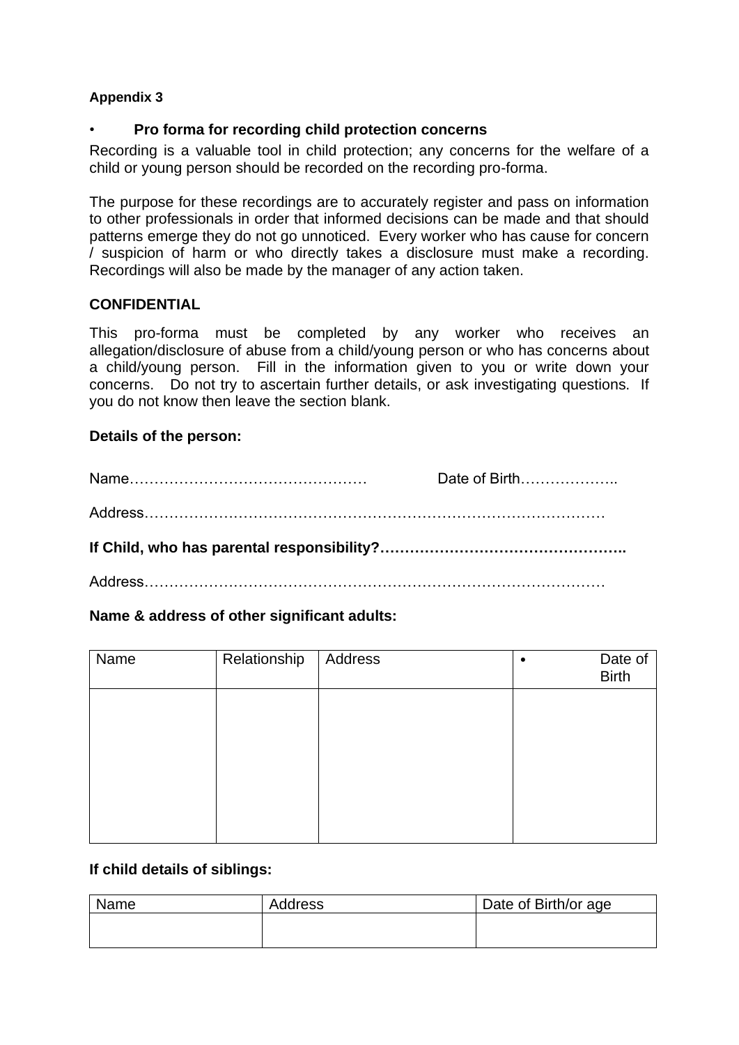**Appendix 3**

- **Pro forma for recording child protection concerns**

Recording is a valuable tool in child protection; any concerns for the welfare of a child or young person should be recorded on the recording pro-forma.

The purpose for these recordings are to accurately register and pass on information to other professionals in order that informed decisions can be made and that should patterns emerge they do not go unnoticed. Every worker who has cause for concern / suspicion of harm or who directly takes a disclosure must make a recording. Recordings will also be made by the manager of any action taken.

**CONFIDENTIAL**

This pro-forma must be completed by any worker who receives an allegation/disclosure of abuse from a child/young person or who has concerns about a child/young person. Fill in the information given to you or write down your concerns. Do not try to ascertain further details, or ask investigating questions. If you do not know then leave the section blank.

**Details of the person:**

Name………………………………………… Date of Birth………………..

Address………………………………………………………………………………

**If Child, who has parental responsibility?…………………………………………..**

Address………………………………………………………………………………

**Name & address of other significant adults:**

| Name | Relationship | Address | • Date of Birth |
|---|---|---|---|
| | | | |

**If child details of siblings:**

| Name | Address | Date of Birth/or age |
|---|---|---|
| | | |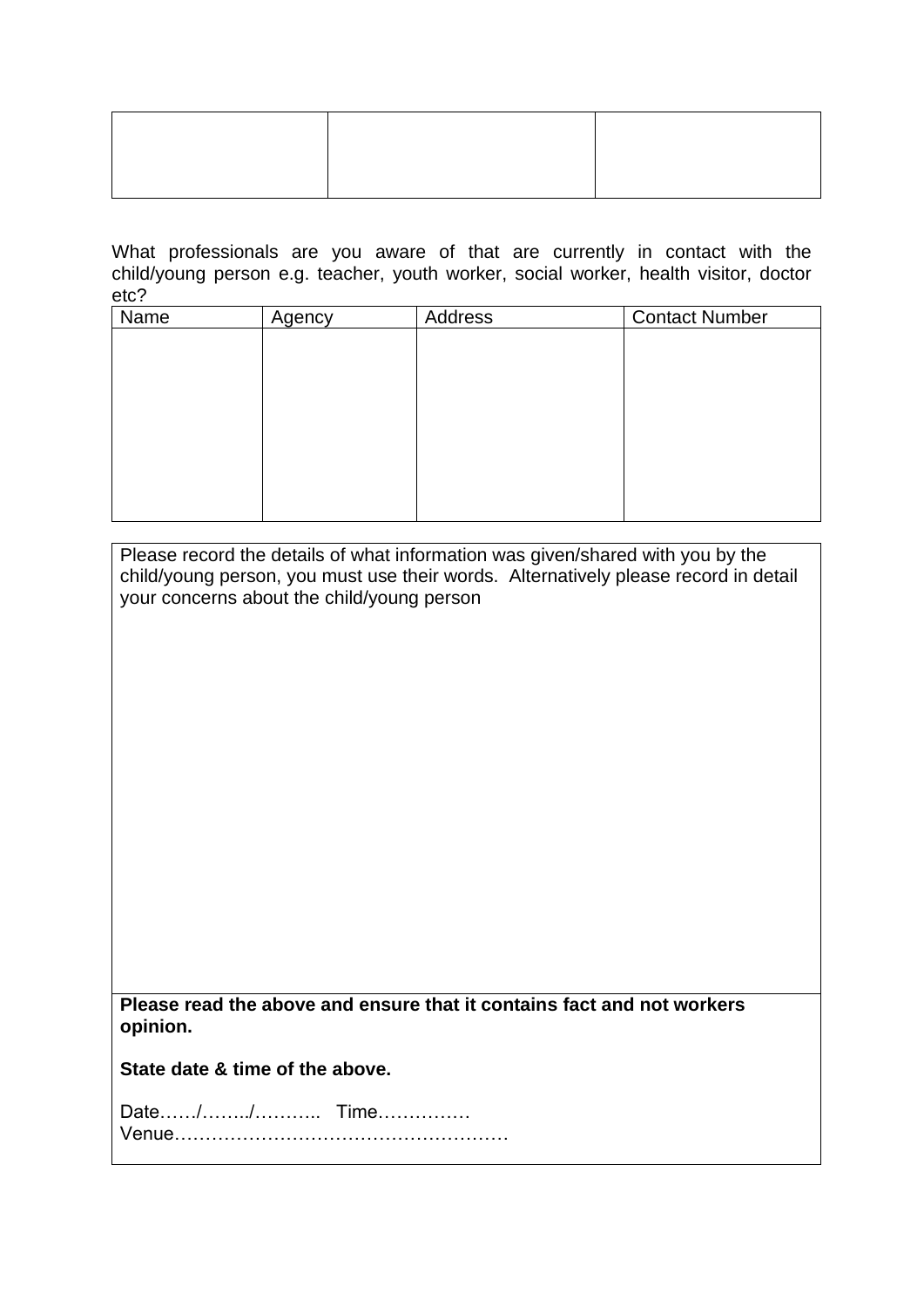| | | |
|---|---|---|
| | | |

What professionals are you aware of that are currently in contact with the child/young person e.g. teacher, youth worker, social worker, health visitor, doctor etc?

| Name | Agency | Address | Contact Number |
|---|---|---|---|
| | | | |

| |
|---|
| Please record the details of what information was given/shared with you by the child/young person, you must use their words. Alternatively please record in detail your concerns about the child/young person |
| **Please read the above and ensure that it contains fact and not workers opinion.**<br><br>**State date & time of the above.**<br><br>Date……/……../……….. Time……………<br>Venue……………………………………………… |